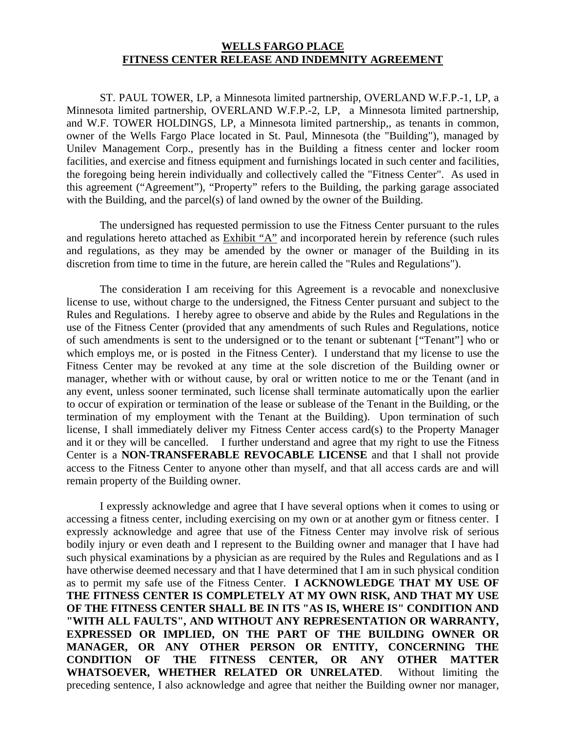**WELLS FARGO PLACE**
**FITNESS CENTER RELEASE AND INDEMNITY AGREEMENT**

ST. PAUL TOWER, LP, a Minnesota limited partnership, OVERLAND W.F.P.-1, LP, a Minnesota limited partnership, OVERLAND W.F.P.-2, LP, a Minnesota limited partnership, and W.F. TOWER HOLDINGS, LP, a Minnesota limited partnership,, as tenants in common, owner of the Wells Fargo Place located in St. Paul, Minnesota (the "Building"), managed by Unilev Management Corp., presently has in the Building a fitness center and locker room facilities, and exercise and fitness equipment and furnishings located in such center and facilities, the foregoing being herein individually and collectively called the "Fitness Center". As used in this agreement ("Agreement"), "Property" refers to the Building, the parking garage associated with the Building, and the parcel(s) of land owned by the owner of the Building.

The undersigned has requested permission to use the Fitness Center pursuant to the rules and regulations hereto attached as Exhibit "A" and incorporated herein by reference (such rules and regulations, as they may be amended by the owner or manager of the Building in its discretion from time to time in the future, are herein called the "Rules and Regulations").

The consideration I am receiving for this Agreement is a revocable and nonexclusive license to use, without charge to the undersigned, the Fitness Center pursuant and subject to the Rules and Regulations. I hereby agree to observe and abide by the Rules and Regulations in the use of the Fitness Center (provided that any amendments of such Rules and Regulations, notice of such amendments is sent to the undersigned or to the tenant or subtenant ["Tenant"] who or which employs me, or is posted in the Fitness Center). I understand that my license to use the Fitness Center may be revoked at any time at the sole discretion of the Building owner or manager, whether with or without cause, by oral or written notice to me or the Tenant (and in any event, unless sooner terminated, such license shall terminate automatically upon the earlier to occur of expiration or termination of the lease or sublease of the Tenant in the Building, or the termination of my employment with the Tenant at the Building). Upon termination of such license, I shall immediately deliver my Fitness Center access card(s) to the Property Manager and it or they will be cancelled. I further understand and agree that my right to use the Fitness Center is a **NON-TRANSFERABLE REVOCABLE LICENSE** and that I shall not provide access to the Fitness Center to anyone other than myself, and that all access cards are and will remain property of the Building owner.

I expressly acknowledge and agree that I have several options when it comes to using or accessing a fitness center, including exercising on my own or at another gym or fitness center. I expressly acknowledge and agree that use of the Fitness Center may involve risk of serious bodily injury or even death and I represent to the Building owner and manager that I have had such physical examinations by a physician as are required by the Rules and Regulations and as I have otherwise deemed necessary and that I have determined that I am in such physical condition as to permit my safe use of the Fitness Center. **I ACKNOWLEDGE THAT MY USE OF THE FITNESS CENTER IS COMPLETELY AT MY OWN RISK, AND THAT MY USE OF THE FITNESS CENTER SHALL BE IN ITS "AS IS, WHERE IS" CONDITION AND "WITH ALL FAULTS", AND WITHOUT ANY REPRESENTATION OR WARRANTY, EXPRESSED OR IMPLIED, ON THE PART OF THE BUILDING OWNER OR MANAGER, OR ANY OTHER PERSON OR ENTITY, CONCERNING THE CONDITION OF THE FITNESS CENTER, OR ANY OTHER MATTER WHATSOEVER, WHETHER RELATED OR UNRELATED**. Without limiting the preceding sentence, I also acknowledge and agree that neither the Building owner nor manager,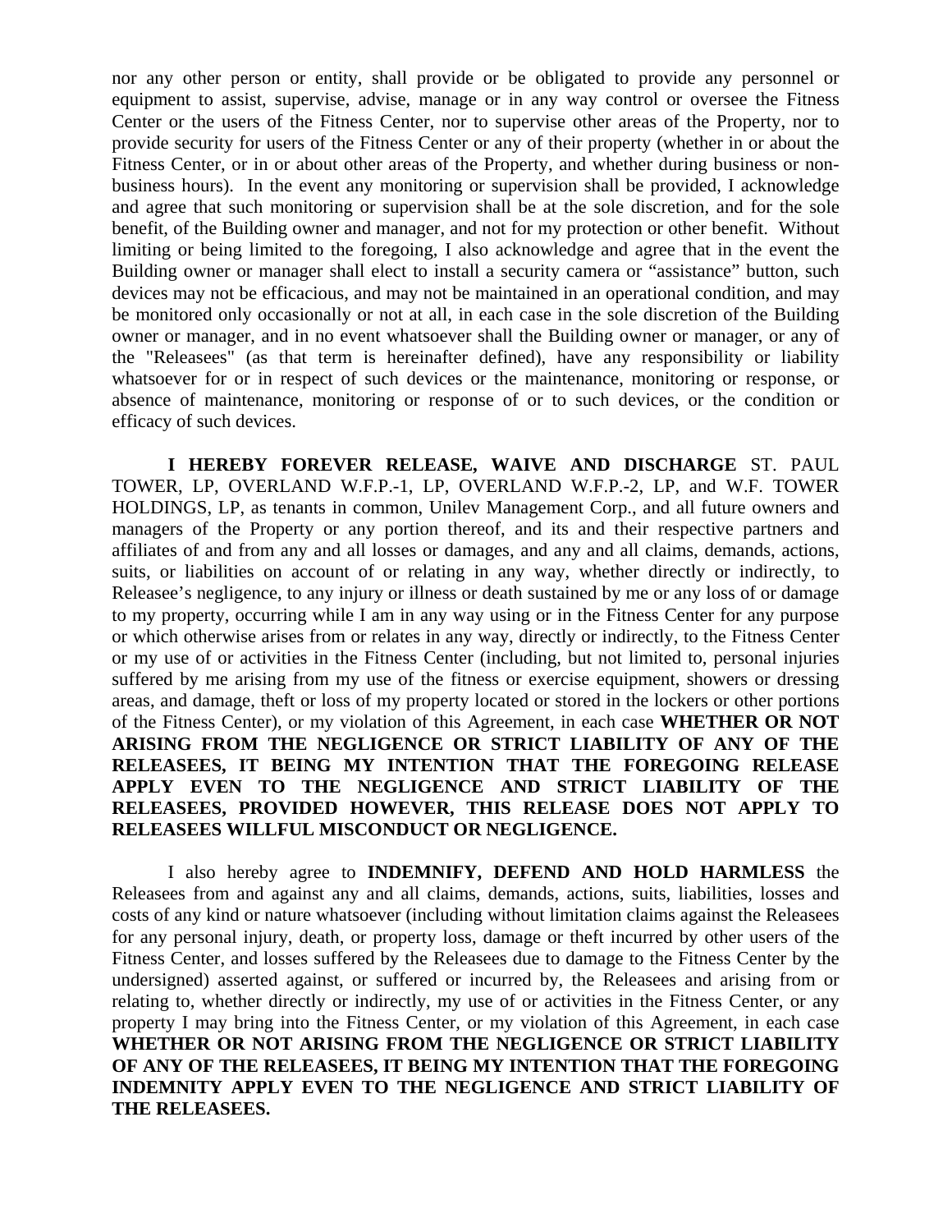nor any other person or entity, shall provide or be obligated to provide any personnel or equipment to assist, supervise, advise, manage or in any way control or oversee the Fitness Center or the users of the Fitness Center, nor to supervise other areas of the Property, nor to provide security for users of the Fitness Center or any of their property (whether in or about the Fitness Center, or in or about other areas of the Property, and whether during business or non-business hours). In the event any monitoring or supervision shall be provided, I acknowledge and agree that such monitoring or supervision shall be at the sole discretion, and for the sole benefit, of the Building owner and manager, and not for my protection or other benefit. Without limiting or being limited to the foregoing, I also acknowledge and agree that in the event the Building owner or manager shall elect to install a security camera or "assistance" button, such devices may not be efficacious, and may not be maintained in an operational condition, and may be monitored only occasionally or not at all, in each case in the sole discretion of the Building owner or manager, and in no event whatsoever shall the Building owner or manager, or any of the "Releasees" (as that term is hereinafter defined), have any responsibility or liability whatsoever for or in respect of such devices or the maintenance, monitoring or response, or absence of maintenance, monitoring or response of or to such devices, or the condition or efficacy of such devices.

**I HEREBY FOREVER RELEASE, WAIVE AND DISCHARGE** ST. PAUL TOWER, LP, OVERLAND W.F.P.-1, LP, OVERLAND W.F.P.-2, LP, and W.F. TOWER HOLDINGS, LP, as tenants in common, Unilev Management Corp., and all future owners and managers of the Property or any portion thereof, and its and their respective partners and affiliates of and from any and all losses or damages, and any and all claims, demands, actions, suits, or liabilities on account of or relating in any way, whether directly or indirectly, to Releasee's negligence, to any injury or illness or death sustained by me or any loss of or damage to my property, occurring while I am in any way using or in the Fitness Center for any purpose or which otherwise arises from or relates in any way, directly or indirectly, to the Fitness Center or my use of or activities in the Fitness Center (including, but not limited to, personal injuries suffered by me arising from my use of the fitness or exercise equipment, showers or dressing areas, and damage, theft or loss of my property located or stored in the lockers or other portions of the Fitness Center), or my violation of this Agreement, in each case **WHETHER OR NOT ARISING FROM THE NEGLIGENCE OR STRICT LIABILITY OF ANY OF THE RELEASEES, IT BEING MY INTENTION THAT THE FOREGOING RELEASE APPLY EVEN TO THE NEGLIGENCE AND STRICT LIABILITY OF THE RELEASEES, PROVIDED HOWEVER, THIS RELEASE DOES NOT APPLY TO RELEASEES WILLFUL MISCONDUCT OR NEGLIGENCE.**

I also hereby agree to **INDEMNIFY, DEFEND AND HOLD HARMLESS** the Releasees from and against any and all claims, demands, actions, suits, liabilities, losses and costs of any kind or nature whatsoever (including without limitation claims against the Releasees for any personal injury, death, or property loss, damage or theft incurred by other users of the Fitness Center, and losses suffered by the Releasees due to damage to the Fitness Center by the undersigned) asserted against, or suffered or incurred by, the Releasees and arising from or relating to, whether directly or indirectly, my use of or activities in the Fitness Center, or any property I may bring into the Fitness Center, or my violation of this Agreement, in each case **WHETHER OR NOT ARISING FROM THE NEGLIGENCE OR STRICT LIABILITY OF ANY OF THE RELEASEES, IT BEING MY INTENTION THAT THE FOREGOING INDEMNITY APPLY EVEN TO THE NEGLIGENCE AND STRICT LIABILITY OF THE RELEASEES.**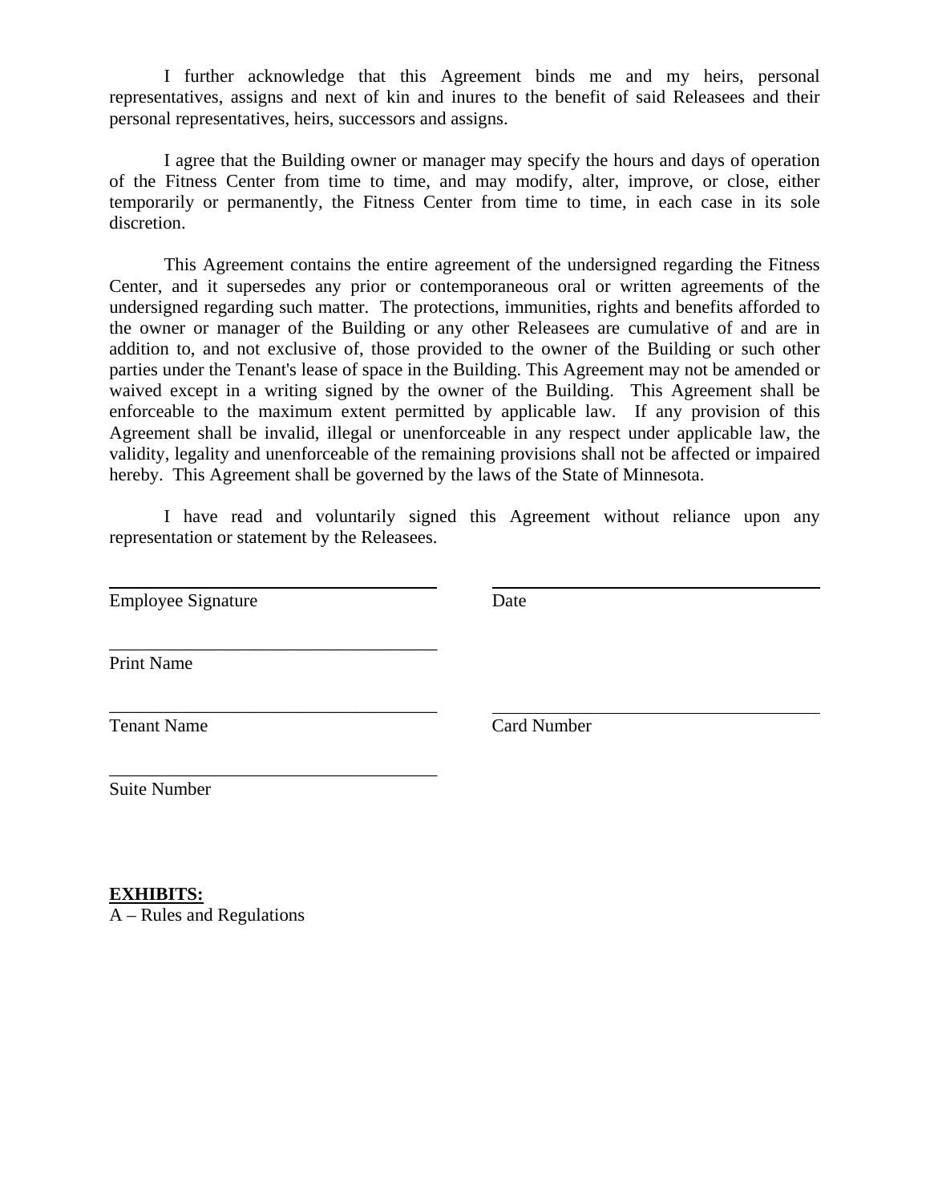I further acknowledge that this Agreement binds me and my heirs, personal representatives, assigns and next of kin and inures to the benefit of said Releasees and their personal representatives, heirs, successors and assigns.

I agree that the Building owner or manager may specify the hours and days of operation of the Fitness Center from time to time, and may modify, alter, improve, or close, either temporarily or permanently, the Fitness Center from time to time, in each case in its sole discretion.

This Agreement contains the entire agreement of the undersigned regarding the Fitness Center, and it supersedes any prior or contemporaneous oral or written agreements of the undersigned regarding such matter. The protections, immunities, rights and benefits afforded to the owner or manager of the Building or any other Releasees are cumulative of and are in addition to, and not exclusive of, those provided to the owner of the Building or such other parties under the Tenant's lease of space in the Building. This Agreement may not be amended or waived except in a writing signed by the owner of the Building. This Agreement shall be enforceable to the maximum extent permitted by applicable law. If any provision of this Agreement shall be invalid, illegal or unenforceable in any respect under applicable law, the validity, legality and unenforceable of the remaining provisions shall not be affected or impaired hereby. This Agreement shall be governed by the laws of the State of Minnesota.

I have read and voluntarily signed this Agreement without reliance upon any representation or statement by the Releasees.

\_\_\_\_\_\_\_\_\_\_\_\_\_\_\_\_\_\_\_\_\_\_\_\_\_\_\_\_\_\_\_\_\_\_\_\_ \_\_\_\_\_\_\_\_\_\_\_\_\_\_\_\_\_\_\_\_\_\_\_\_\_\_\_\_\_\_\_\_\_\_\_\_

Employee Signature Date

\_\_\_\_\_\_\_\_\_\_\_\_\_\_\_\_\_\_\_\_\_\_\_\_\_\_\_\_\_\_\_\_\_\_\_\_

Print Name

\_\_\_\_\_\_\_\_\_\_\_\_\_\_\_\_\_\_\_\_\_\_\_\_\_\_\_\_\_\_\_\_\_\_\_\_ \_\_\_\_\_\_\_\_\_\_\_\_\_\_\_\_\_\_\_\_\_\_\_\_\_\_\_\_\_\_\_\_\_\_\_\_

Tenant Name Card Number

\_\_\_\_\_\_\_\_\_\_\_\_\_\_\_\_\_\_\_\_\_\_\_\_\_\_\_\_\_\_\_\_\_\_\_\_

Suite Number

**EXHIBITS:**

A – Rules and Regulations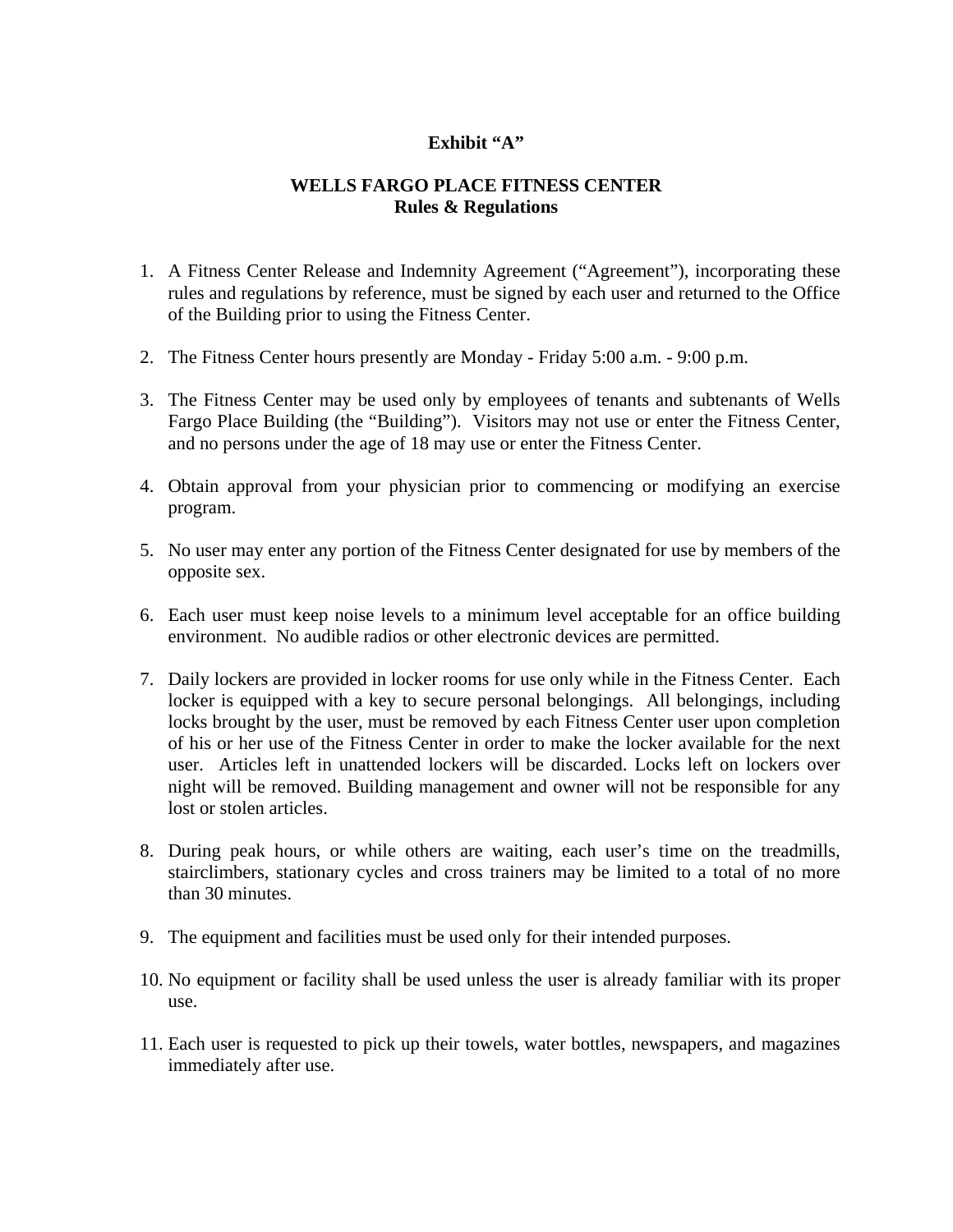**Exhibit "A"**

# WELLS FARGO PLACE FITNESS CENTER
## Rules & Regulations

1. A Fitness Center Release and Indemnity Agreement ("Agreement"), incorporating these rules and regulations by reference, must be signed by each user and returned to the Office of the Building prior to using the Fitness Center.

2. The Fitness Center hours presently are Monday - Friday 5:00 a.m. - 9:00 p.m.

3. The Fitness Center may be used only by employees of tenants and subtenants of Wells Fargo Place Building (the "Building"). Visitors may not use or enter the Fitness Center, and no persons under the age of 18 may use or enter the Fitness Center.

4. Obtain approval from your physician prior to commencing or modifying an exercise program.

5. No user may enter any portion of the Fitness Center designated for use by members of the opposite sex.

6. Each user must keep noise levels to a minimum level acceptable for an office building environment. No audible radios or other electronic devices are permitted.

7. Daily lockers are provided in locker rooms for use only while in the Fitness Center. Each locker is equipped with a key to secure personal belongings. All belongings, including locks brought by the user, must be removed by each Fitness Center user upon completion of his or her use of the Fitness Center in order to make the locker available for the next user. Articles left in unattended lockers will be discarded. Locks left on lockers over night will be removed. Building management and owner will not be responsible for any lost or stolen articles.

8. During peak hours, or while others are waiting, each user's time on the treadmills, stairclimbers, stationary cycles and cross trainers may be limited to a total of no more than 30 minutes.

9. The equipment and facilities must be used only for their intended purposes.

10. No equipment or facility shall be used unless the user is already familiar with its proper use.

11. Each user is requested to pick up their towels, water bottles, newspapers, and magazines immediately after use.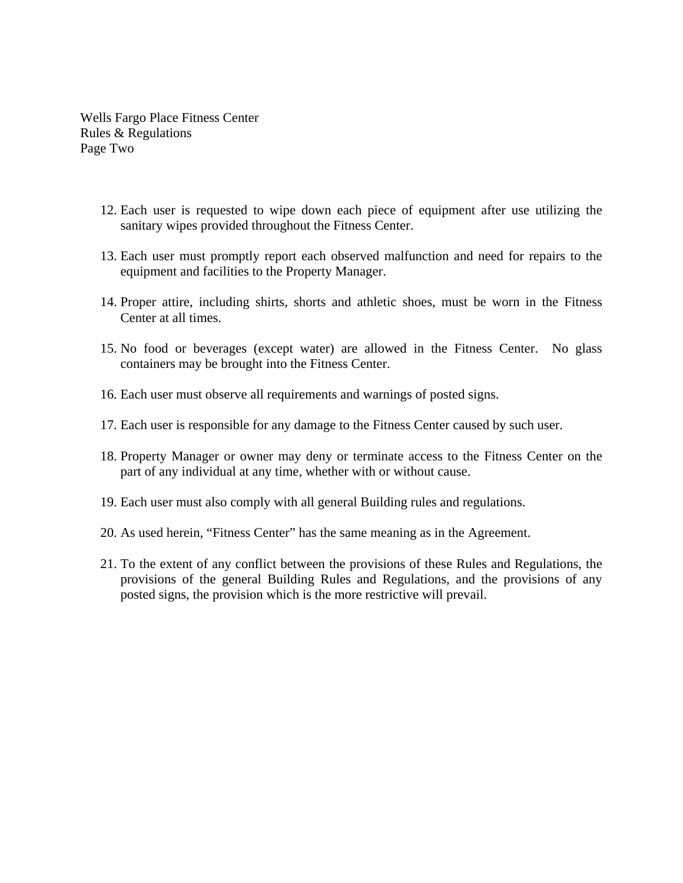12. Each user is requested to wipe down each piece of equipment after use utilizing the sanitary wipes provided throughout the Fitness Center.

13. Each user must promptly report each observed malfunction and need for repairs to the equipment and facilities to the Property Manager.

14. Proper attire, including shirts, shorts and athletic shoes, must be worn in the Fitness Center at all times.

15. No food or beverages (except water) are allowed in the Fitness Center. No glass containers may be brought into the Fitness Center.

16. Each user must observe all requirements and warnings of posted signs.

17. Each user is responsible for any damage to the Fitness Center caused by such user.

18. Property Manager or owner may deny or terminate access to the Fitness Center on the part of any individual at any time, whether with or without cause.

19. Each user must also comply with all general Building rules and regulations.

20. As used herein, "Fitness Center" has the same meaning as in the Agreement.

21. To the extent of any conflict between the provisions of these Rules and Regulations, the provisions of the general Building Rules and Regulations, and the provisions of any posted signs, the provision which is the more restrictive will prevail.